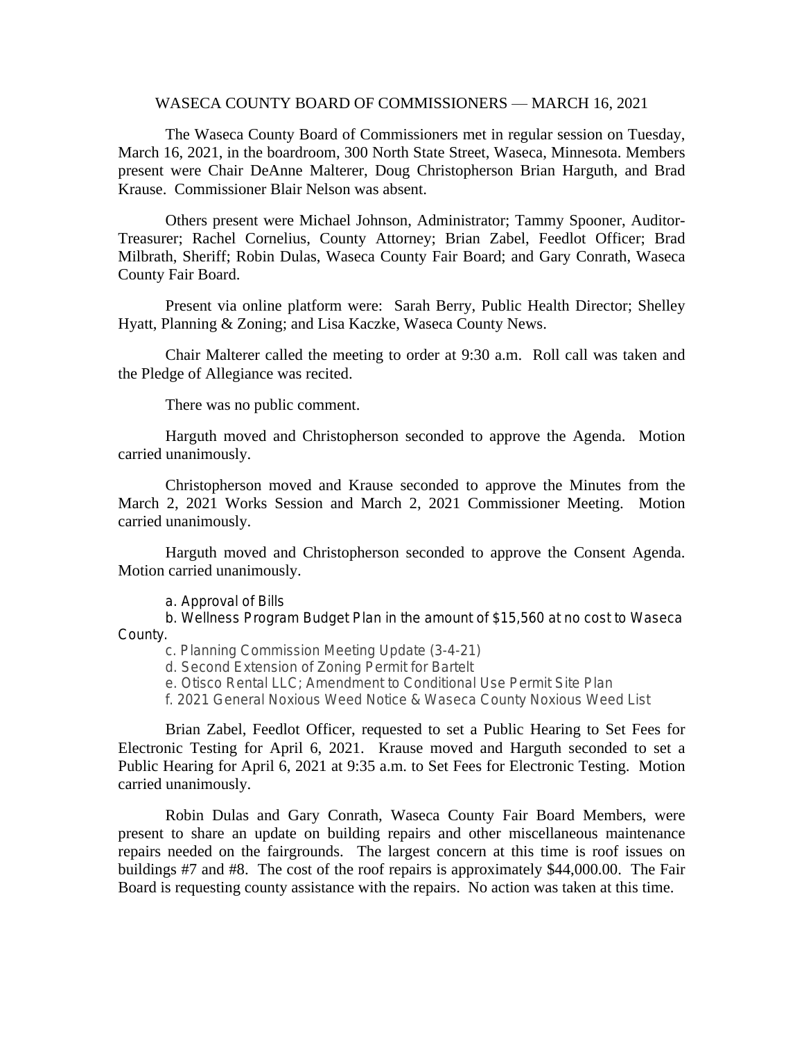# WASECA COUNTY BOARD OF COMMISSIONERS — MARCH 16, 2021

The Waseca County Board of Commissioners met in regular session on Tuesday, March 16, 2021, in the boardroom, 300 North State Street, Waseca, Minnesota. Members present were Chair DeAnne Malterer, Doug Christopherson Brian Harguth, and Brad Krause. Commissioner Blair Nelson was absent.

Others present were Michael Johnson, Administrator; Tammy Spooner, Auditor-Treasurer; Rachel Cornelius, County Attorney; Brian Zabel, Feedlot Officer; Brad Milbrath, Sheriff; Robin Dulas, Waseca County Fair Board; and Gary Conrath, Waseca County Fair Board.

Present via online platform were: Sarah Berry, Public Health Director; Shelley Hyatt, Planning & Zoning; and Lisa Kaczke, Waseca County News.

Chair Malterer called the meeting to order at 9:30 a.m. Roll call was taken and the Pledge of Allegiance was recited.

There was no public comment.

Harguth moved and Christopherson seconded to approve the Agenda. Motion carried unanimously.

Christopherson moved and Krause seconded to approve the Minutes from the March 2, 2021 Works Session and March 2, 2021 Commissioner Meeting. Motion carried unanimously.

Harguth moved and Christopherson seconded to approve the Consent Agenda. Motion carried unanimously.

a. Approval of Bills

b. Wellness Program Budget Plan in the amount of $15,560 at no cost to Waseca County.

c. Planning Commission Meeting Update (3-4-21)

d. Second Extension of Zoning Permit for Bartelt

e. Otisco Rental LLC; Amendment to Conditional Use Permit Site Plan

f. 2021 General Noxious Weed Notice & Waseca County Noxious Weed List

Brian Zabel, Feedlot Officer, requested to set a Public Hearing to Set Fees for Electronic Testing for April 6, 2021. Krause moved and Harguth seconded to set a Public Hearing for April 6, 2021 at 9:35 a.m. to Set Fees for Electronic Testing. Motion carried unanimously.

Robin Dulas and Gary Conrath, Waseca County Fair Board Members, were present to share an update on building repairs and other miscellaneous maintenance repairs needed on the fairgrounds. The largest concern at this time is roof issues on buildings #7 and #8. The cost of the roof repairs is approximately $44,000.00. The Fair Board is requesting county assistance with the repairs. No action was taken at this time.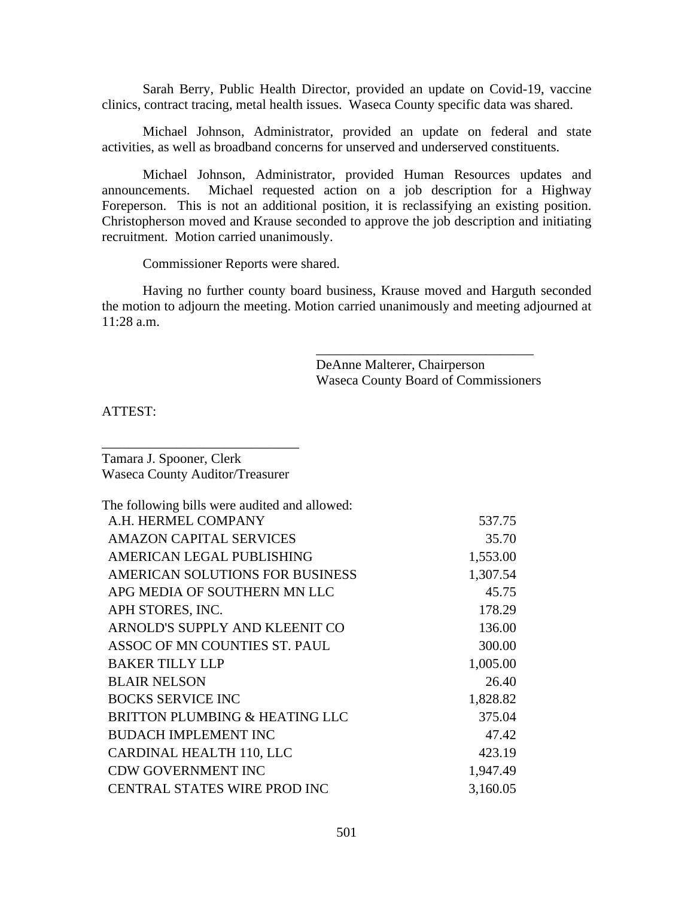Sarah Berry, Public Health Director, provided an update on Covid-19, vaccine clinics, contract tracing, metal health issues. Waseca County specific data was shared.

Michael Johnson, Administrator, provided an update on federal and state activities, as well as broadband concerns for unserved and underserved constituents.

Michael Johnson, Administrator, provided Human Resources updates and announcements. Michael requested action on a job description for a Highway Foreperson. This is not an additional position, it is reclassifying an existing position. Christopherson moved and Krause seconded to approve the job description and initiating recruitment. Motion carried unanimously.

Commissioner Reports were shared.

Having no further county board business, Krause moved and Harguth seconded the motion to adjourn the meeting. Motion carried unanimously and meeting adjourned at 11:28 a.m.

\_\_\_\_\_\_\_\_\_\_\_\_\_\_\_\_\_\_\_\_\_\_\_\_\_\_\_\_\_\_\_\_
DeAnne Malterer, Chairperson
Waseca County Board of Commissioners

ATTEST:

\_\_\_\_\_\_\_\_\_\_\_\_\_\_\_\_\_\_\_\_\_\_\_\_\_\_\_\_\_\_
Tamara J. Spooner, Clerk
Waseca County Auditor/Treasurer

The following bills were audited and allowed:

| | |
|---|---:|
| A.H. HERMEL COMPANY | 537.75 |
| AMAZON CAPITAL SERVICES | 35.70 |
| AMERICAN LEGAL PUBLISHING | 1,553.00 |
| AMERICAN SOLUTIONS FOR BUSINESS | 1,307.54 |
| APG MEDIA OF SOUTHERN MN LLC | 45.75 |
| APH STORES, INC. | 178.29 |
| ARNOLD'S SUPPLY AND KLEENIT CO | 136.00 |
| ASSOC OF MN COUNTIES ST. PAUL | 300.00 |
| BAKER TILLY LLP | 1,005.00 |
| BLAIR NELSON | 26.40 |
| BOCKS SERVICE INC | 1,828.82 |
| BRITTON PLUMBING & HEATING LLC | 375.04 |
| BUDACH IMPLEMENT INC | 47.42 |
| CARDINAL HEALTH 110, LLC | 423.19 |
| CDW GOVERNMENT INC | 1,947.49 |
| CENTRAL STATES WIRE PROD INC | 3,160.05 |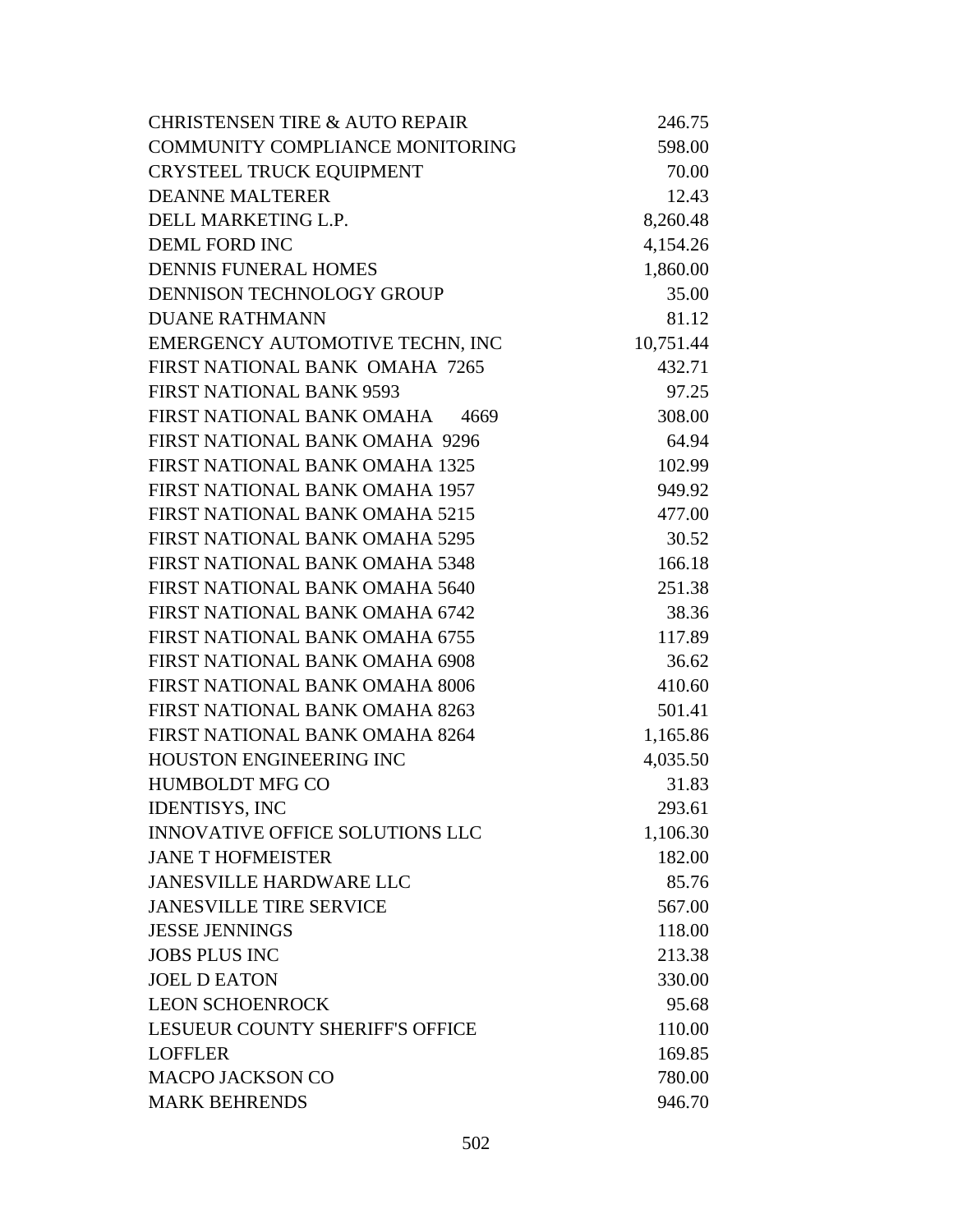| | |
|---|---|
| CHRISTENSEN TIRE & AUTO REPAIR | 246.75 |
| COMMUNITY COMPLIANCE MONITORING | 598.00 |
| CRYSTEEL TRUCK EQUIPMENT | 70.00 |
| DEANNE MALTERER | 12.43 |
| DELL MARKETING L.P. | 8,260.48 |
| DEML FORD INC | 4,154.26 |
| DENNIS FUNERAL HOMES | 1,860.00 |
| DENNISON TECHNOLOGY GROUP | 35.00 |
| DUANE RATHMANN | 81.12 |
| EMERGENCY AUTOMOTIVE TECHN, INC | 10,751.44 |
| FIRST NATIONAL BANK OMAHA 7265 | 432.71 |
| FIRST NATIONAL BANK 9593 | 97.25 |
| FIRST NATIONAL BANK OMAHA 4669 | 308.00 |
| FIRST NATIONAL BANK OMAHA 9296 | 64.94 |
| FIRST NATIONAL BANK OMAHA 1325 | 102.99 |
| FIRST NATIONAL BANK OMAHA 1957 | 949.92 |
| FIRST NATIONAL BANK OMAHA 5215 | 477.00 |
| FIRST NATIONAL BANK OMAHA 5295 | 30.52 |
| FIRST NATIONAL BANK OMAHA 5348 | 166.18 |
| FIRST NATIONAL BANK OMAHA 5640 | 251.38 |
| FIRST NATIONAL BANK OMAHA 6742 | 38.36 |
| FIRST NATIONAL BANK OMAHA 6755 | 117.89 |
| FIRST NATIONAL BANK OMAHA 6908 | 36.62 |
| FIRST NATIONAL BANK OMAHA 8006 | 410.60 |
| FIRST NATIONAL BANK OMAHA 8263 | 501.41 |
| FIRST NATIONAL BANK OMAHA 8264 | 1,165.86 |
| HOUSTON ENGINEERING INC | 4,035.50 |
| HUMBOLDT MFG CO | 31.83 |
| IDENTISYS, INC | 293.61 |
| INNOVATIVE OFFICE SOLUTIONS LLC | 1,106.30 |
| JANE T HOFMEISTER | 182.00 |
| JANESVILLE HARDWARE LLC | 85.76 |
| JANESVILLE TIRE SERVICE | 567.00 |
| JESSE JENNINGS | 118.00 |
| JOBS PLUS INC | 213.38 |
| JOEL D EATON | 330.00 |
| LEON SCHOENROCK | 95.68 |
| LESUEUR COUNTY SHERIFF'S OFFICE | 110.00 |
| LOFFLER | 169.85 |
| MACPO JACKSON CO | 780.00 |
| MARK BEHRENDS | 946.70 |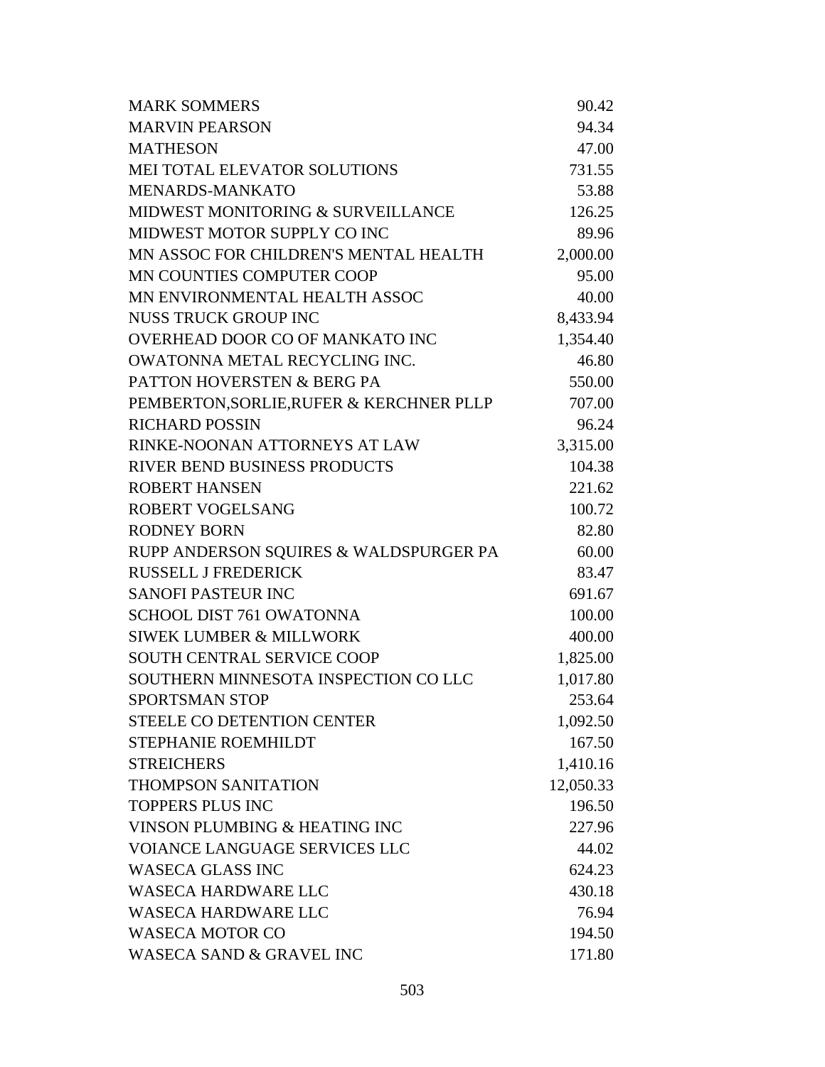| | |
|---|---|
| MARK SOMMERS | 90.42 |
| MARVIN PEARSON | 94.34 |
| MATHESON | 47.00 |
| MEI TOTAL ELEVATOR SOLUTIONS | 731.55 |
| MENARDS-MANKATO | 53.88 |
| MIDWEST MONITORING & SURVEILLANCE | 126.25 |
| MIDWEST MOTOR SUPPLY CO INC | 89.96 |
| MN ASSOC FOR CHILDREN'S MENTAL HEALTH | 2,000.00 |
| MN COUNTIES COMPUTER COOP | 95.00 |
| MN ENVIRONMENTAL HEALTH ASSOC | 40.00 |
| NUSS TRUCK GROUP INC | 8,433.94 |
| OVERHEAD DOOR CO OF MANKATO INC | 1,354.40 |
| OWATONNA METAL RECYCLING INC. | 46.80 |
| PATTON HOVERSTEN & BERG PA | 550.00 |
| PEMBERTON,SORLIE,RUFER & KERCHNER PLLP | 707.00 |
| RICHARD POSSIN | 96.24 |
| RINKE-NOONAN ATTORNEYS AT LAW | 3,315.00 |
| RIVER BEND BUSINESS PRODUCTS | 104.38 |
| ROBERT HANSEN | 221.62 |
| ROBERT VOGELSANG | 100.72 |
| RODNEY BORN | 82.80 |
| RUPP ANDERSON SQUIRES & WALDSPURGER PA | 60.00 |
| RUSSELL J FREDERICK | 83.47 |
| SANOFI PASTEUR INC | 691.67 |
| SCHOOL DIST 761 OWATONNA | 100.00 |
| SIWEK LUMBER & MILLWORK | 400.00 |
| SOUTH CENTRAL SERVICE COOP | 1,825.00 |
| SOUTHERN MINNESOTA INSPECTION CO LLC | 1,017.80 |
| SPORTSMAN STOP | 253.64 |
| STEELE CO DETENTION CENTER | 1,092.50 |
| STEPHANIE ROEMHILDT | 167.50 |
| STREICHERS | 1,410.16 |
| THOMPSON SANITATION | 12,050.33 |
| TOPPERS PLUS INC | 196.50 |
| VINSON PLUMBING & HEATING INC | 227.96 |
| VOIANCE LANGUAGE SERVICES LLC | 44.02 |
| WASECA GLASS INC | 624.23 |
| WASECA HARDWARE LLC | 430.18 |
| WASECA HARDWARE LLC | 76.94 |
| WASECA MOTOR CO | 194.50 |
| WASECA SAND & GRAVEL INC | 171.80 |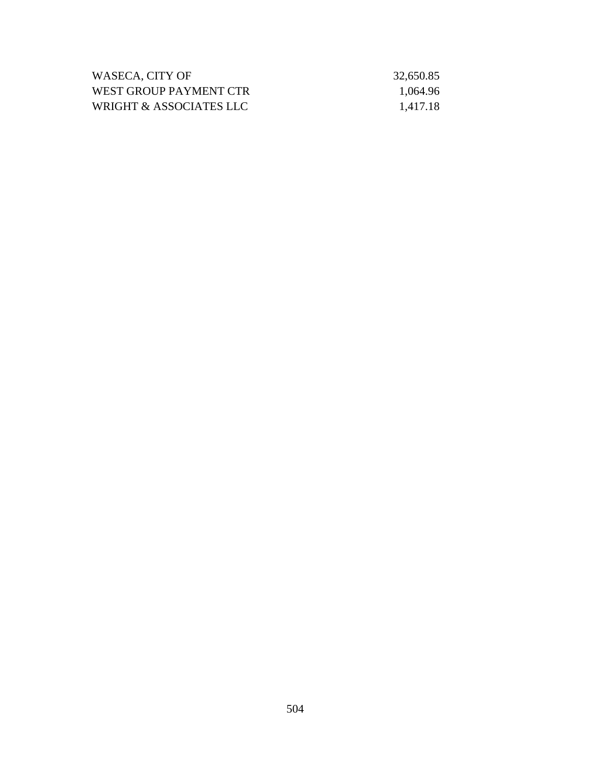| | |
|---|---|
| WASECA, CITY OF | 32,650.85 |
| WEST GROUP PAYMENT CTR | 1,064.96 |
| WRIGHT & ASSOCIATES LLC | 1,417.18 |